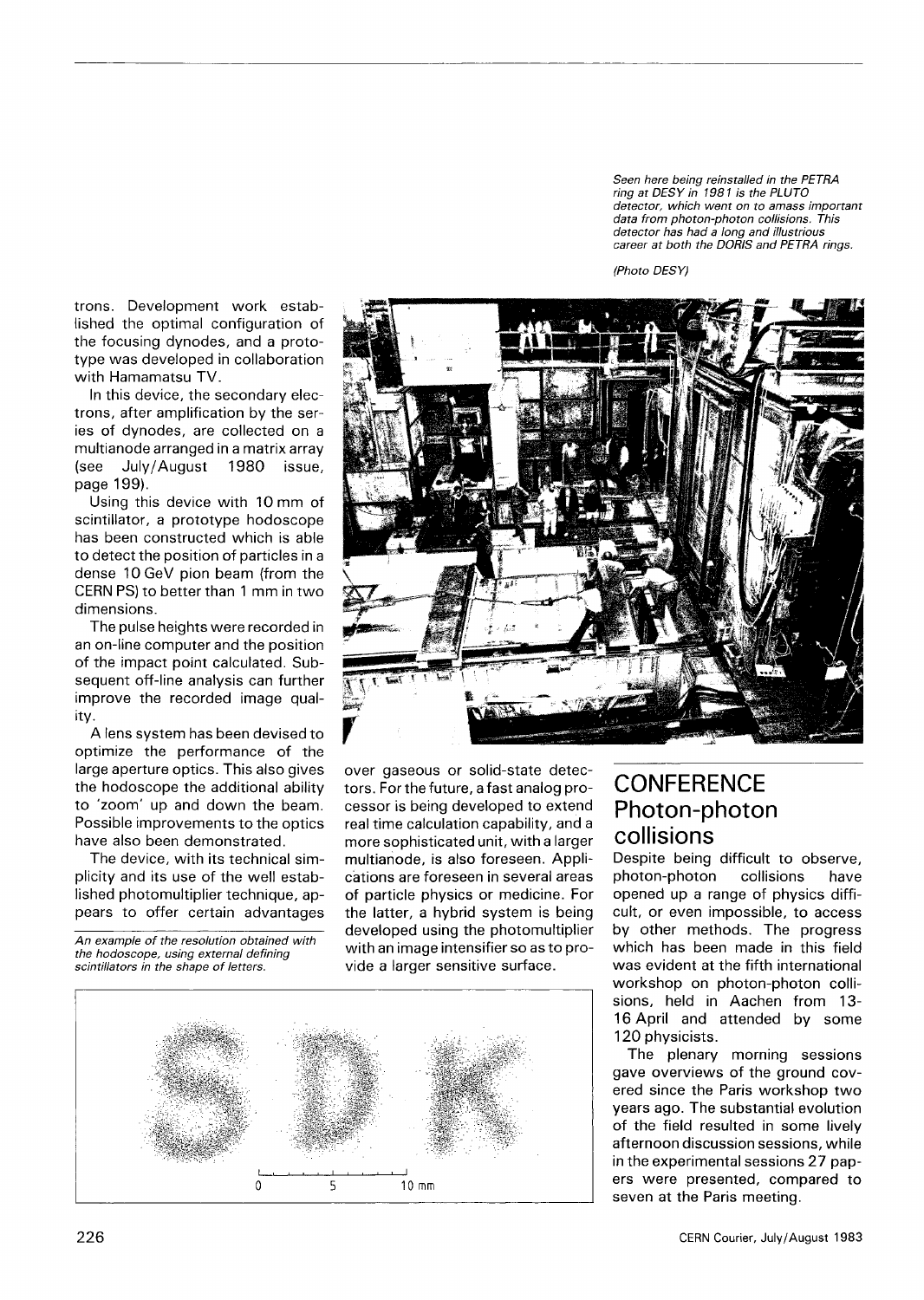trons. Development work established the optimal configuration of the focusing dynodes, and a prototype was developed in collaboration with Hamamatsu TV.

In this device, the secondary electrons, after amplification by the series of dynodes, are collected on a multianode arranged in a matrix array (see July/August 1980 issue, page 199).

Using this device with 10 mm of scintillator, a prototype hodoscope has been constructed which is able to detect the position of particles in a dense 10 GeV pion beam (from the CERN PS) to better than 1 mm in two dimensions.

The pulse heights were recorded in an on-line computer and the position of the impact point calculated. Subsequent off-line analysis can further improve the recorded image quality.

A lens system has been devised to optimize the performance of the large aperture optics. This also gives the hodoscope the additional ability to 'zoom' up and down the beam. Possible improvements to the optics have also been demonstrated.

The device, with its technical simplicity and its use of the well established photomultiplier technique, appears to offer certain advantages over gaseous or solid-state detectors. For the future, a fast analog processor is being developed to extend real time calculation capability, and a more sophisticated unit, with a larger multianode, is also foreseen. Applications are foreseen in several areas of particle physics or medicine. For the latter, a hybrid system is being developed using the photomultiplier with an image intensifier so as to provide a larger sensitive surface.

*An example of the resolution obtained with the hodoscope, using external defining scintillators in the shape of letters.*

*Seen here being reinstalled in the PETRA ring at DESY in 1981 is the PLUTO detector, which went on to amass important data from photon-photon collisions. This detector has had a long and illustrious career at both the DORIS and PETRA rings.*

*(Photo DESY)*

## CONFERENCE
## Photon-photon collisions

Despite being difficult to observe, photon-photon collisions have opened up a range of physics difficult, or even impossible, to access by other methods. The progress which has been made in this field was evident at the fifth international workshop on photon-photon collisions, held in Aachen from 13-16 April and attended by some 120 physicists.

The plenary morning sessions gave overviews of the ground covered since the Paris workshop two years ago. The substantial evolution of the field resulted in some lively afternoon discussion sessions, while in the experimental sessions 27 papers were presented, compared to seven at the Paris meeting.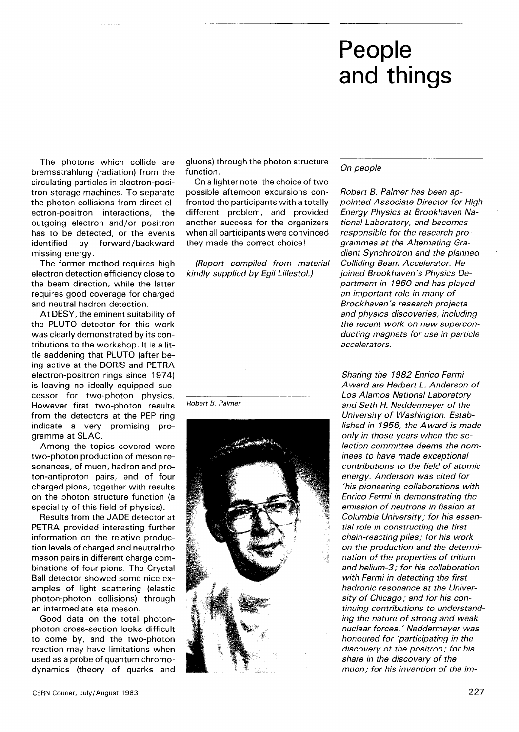# People and things

The photons which collide are bremsstrahlung (radiation) from the circulating particles in electron-positron storage machines. To separate the photon collisions from direct electron-positron interactions, the outgoing electron and/or positron has to be detected, or the events identified by forward/backward missing energy.

The former method requires high electron detection efficiency close to the beam direction, while the latter requires good coverage for charged and neutral hadron detection.

At DESY, the eminent suitability of the PLUTO detector for this work was clearly demonstrated by its contributions to the workshop. It is a little saddening that PLUTO (after being active at the DORIS and PETRA electron-positron rings since 1974) is leaving no ideally equipped successor for two-photon physics. However first two-photon results from the detectors at the PEP ring indicate a very promising programme at SLAC.

Among the topics covered were two-photon production of meson resonances, of muon, hadron and proton-antiproton pairs, and of four charged pions, together with results on the photon structure function (a speciality of this field of physics).

Results from the JADE detector at PETRA provided interesting further information on the relative production levels of charged and neutral rho meson pairs in different charge combinations of four pions. The Crystal Ball detector showed some nice examples of light scattering (elastic photon-photon collisions) through an intermediate eta meson.

Good data on the total photon-photon cross-section looks difficult to come by, and the two-photon reaction may have limitations when used as a probe of quantum chromodynamics (theory of quarks and gluons) through the photon structure function.

On a lighter note, the choice of two possible afternoon excursions confronted the participants with a totally different problem, and provided another success for the organizers when all participants were convinced they made the correct choice!

*(Report compiled from material kindly supplied by Egil Lillestol.)*

*Robert B. Palmer*

## *On people*

*Robert B. Palmer has been appointed Associate Director for High Energy Physics at Brookhaven National Laboratory, and becomes responsible for the research programmes at the Alternating Gradient Synchrotron and the planned Colliding Beam Accelerator. He joined Brookhaven's Physics Department in 1960 and has played an important role in many of Brookhaven's research projects and physics discoveries, including the recent work on new superconducting magnets for use in particle accelerators.*

*Sharing the 1982 Enrico Fermi Award are Herbert L. Anderson of Los Alamos National Laboratory and Seth H. Neddermeyer of the University of Washington. Established in 1956, the Award is made only in those years when the selection committee deems the nominees to have made exceptional contributions to the field of atomic energy. Anderson was cited for 'his pioneering collaborations with Enrico Fermi in demonstrating the emission of neutrons in fission at Columbia University; for his essential role in constructing the first chain-reacting piles; for his work on the production and the determination of the properties of tritium and helium-3; for his collaboration with Fermi in detecting the first hadronic resonance at the University of Chicago; and for his continuing contributions to understanding the nature of strong and weak nuclear forces.' Neddermeyer was honoured for 'participating in the discovery of the positron; for his share in the discovery of the muon; for his invention of the im-*